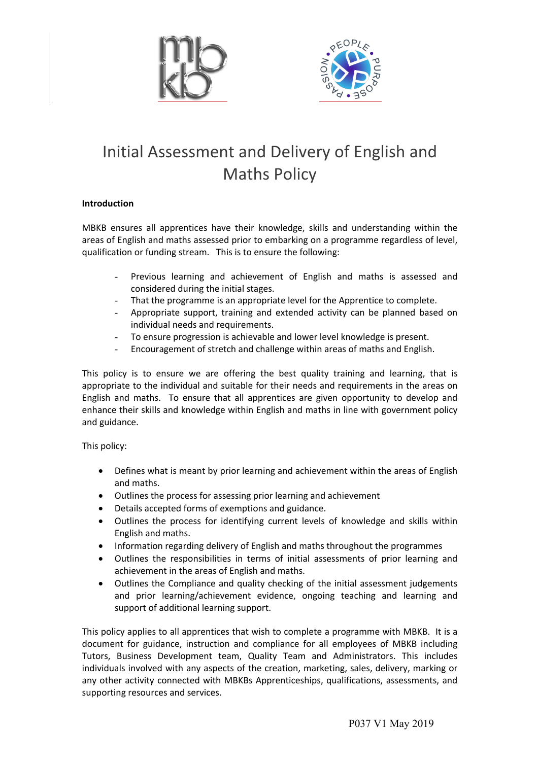# Initial Assessment and Delivery of English and Maths Policy

**Introduction**

MBKB ensures all apprentices have their knowledge, skills and understanding within the areas of English and maths assessed prior to embarking on a programme regardless of level, qualification or funding stream. This is to ensure the following:

- Previous learning and achievement of English and maths is assessed and considered during the initial stages.
- That the programme is an appropriate level for the Apprentice to complete.
- Appropriate support, training and extended activity can be planned based on individual needs and requirements.
- To ensure progression is achievable and lower level knowledge is present.
- Encouragement of stretch and challenge within areas of maths and English.

This policy is to ensure we are offering the best quality training and learning, that is appropriate to the individual and suitable for their needs and requirements in the areas on English and maths. To ensure that all apprentices are given opportunity to develop and enhance their skills and knowledge within English and maths in line with government policy and guidance.

This policy:

- Defines what is meant by prior learning and achievement within the areas of English and maths.
- Outlines the process for assessing prior learning and achievement
- Details accepted forms of exemptions and guidance.
- Outlines the process for identifying current levels of knowledge and skills within English and maths.
- Information regarding delivery of English and maths throughout the programmes
- Outlines the responsibilities in terms of initial assessments of prior learning and achievement in the areas of English and maths.
- Outlines the Compliance and quality checking of the initial assessment judgements and prior learning/achievement evidence, ongoing teaching and learning and support of additional learning support.

This policy applies to all apprentices that wish to complete a programme with MBKB. It is a document for guidance, instruction and compliance for all employees of MBKB including Tutors, Business Development team, Quality Team and Administrators. This includes individuals involved with any aspects of the creation, marketing, sales, delivery, marking or any other activity connected with MBKBs Apprenticeships, qualifications, assessments, and supporting resources and services.

P037 V1 May 2019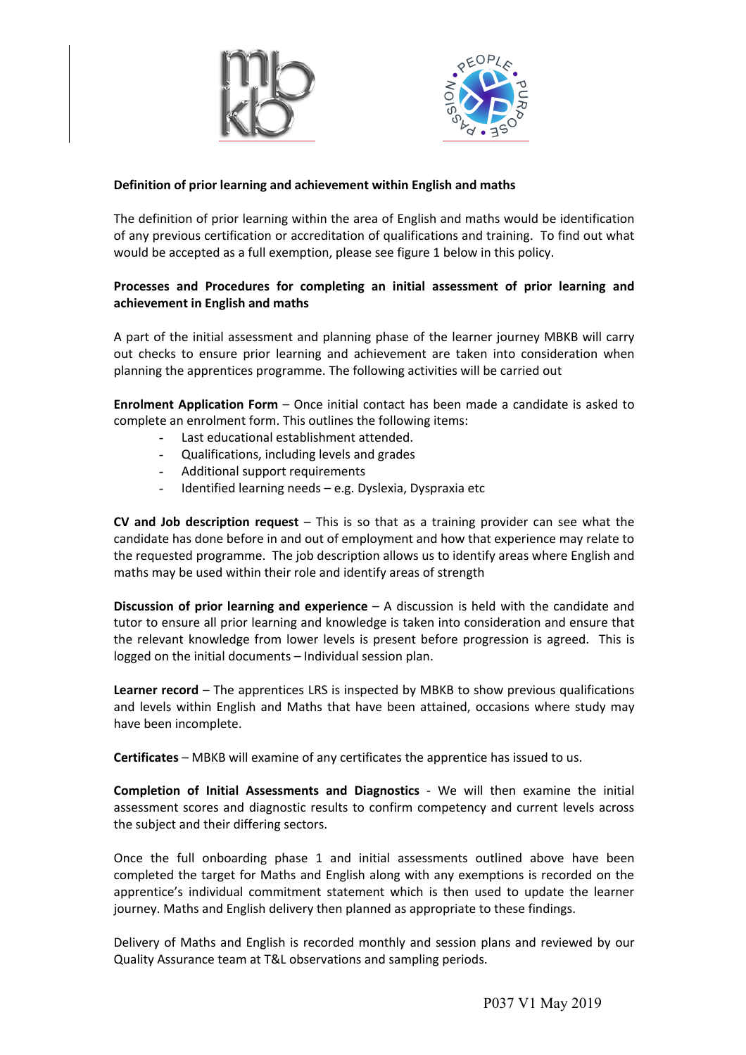**Definition of prior learning and achievement within English and maths**

The definition of prior learning within the area of English and maths would be identification of any previous certification or accreditation of qualifications and training. To find out what would be accepted as a full exemption, please see figure 1 below in this policy.

**Processes and Procedures for completing an initial assessment of prior learning and achievement in English and maths**

A part of the initial assessment and planning phase of the learner journey MBKB will carry out checks to ensure prior learning and achievement are taken into consideration when planning the apprentices programme. The following activities will be carried out

**Enrolment Application Form** – Once initial contact has been made a candidate is asked to complete an enrolment form. This outlines the following items:

- Last educational establishment attended.
- Qualifications, including levels and grades
- Additional support requirements
- Identified learning needs – e.g. Dyslexia, Dyspraxia etc

**CV and Job description request** – This is so that as a training provider can see what the candidate has done before in and out of employment and how that experience may relate to the requested programme. The job description allows us to identify areas where English and maths may be used within their role and identify areas of strength

**Discussion of prior learning and experience** – A discussion is held with the candidate and tutor to ensure all prior learning and knowledge is taken into consideration and ensure that the relevant knowledge from lower levels is present before progression is agreed. This is logged on the initial documents – Individual session plan.

**Learner record** – The apprentices LRS is inspected by MBKB to show previous qualifications and levels within English and Maths that have been attained, occasions where study may have been incomplete.

**Certificates** – MBKB will examine of any certificates the apprentice has issued to us.

**Completion of Initial Assessments and Diagnostics** - We will then examine the initial assessment scores and diagnostic results to confirm competency and current levels across the subject and their differing sectors.

Once the full onboarding phase 1 and initial assessments outlined above have been completed the target for Maths and English along with any exemptions is recorded on the apprentice's individual commitment statement which is then used to update the learner journey. Maths and English delivery then planned as appropriate to these findings.

Delivery of Maths and English is recorded monthly and session plans and reviewed by our Quality Assurance team at T&L observations and sampling periods.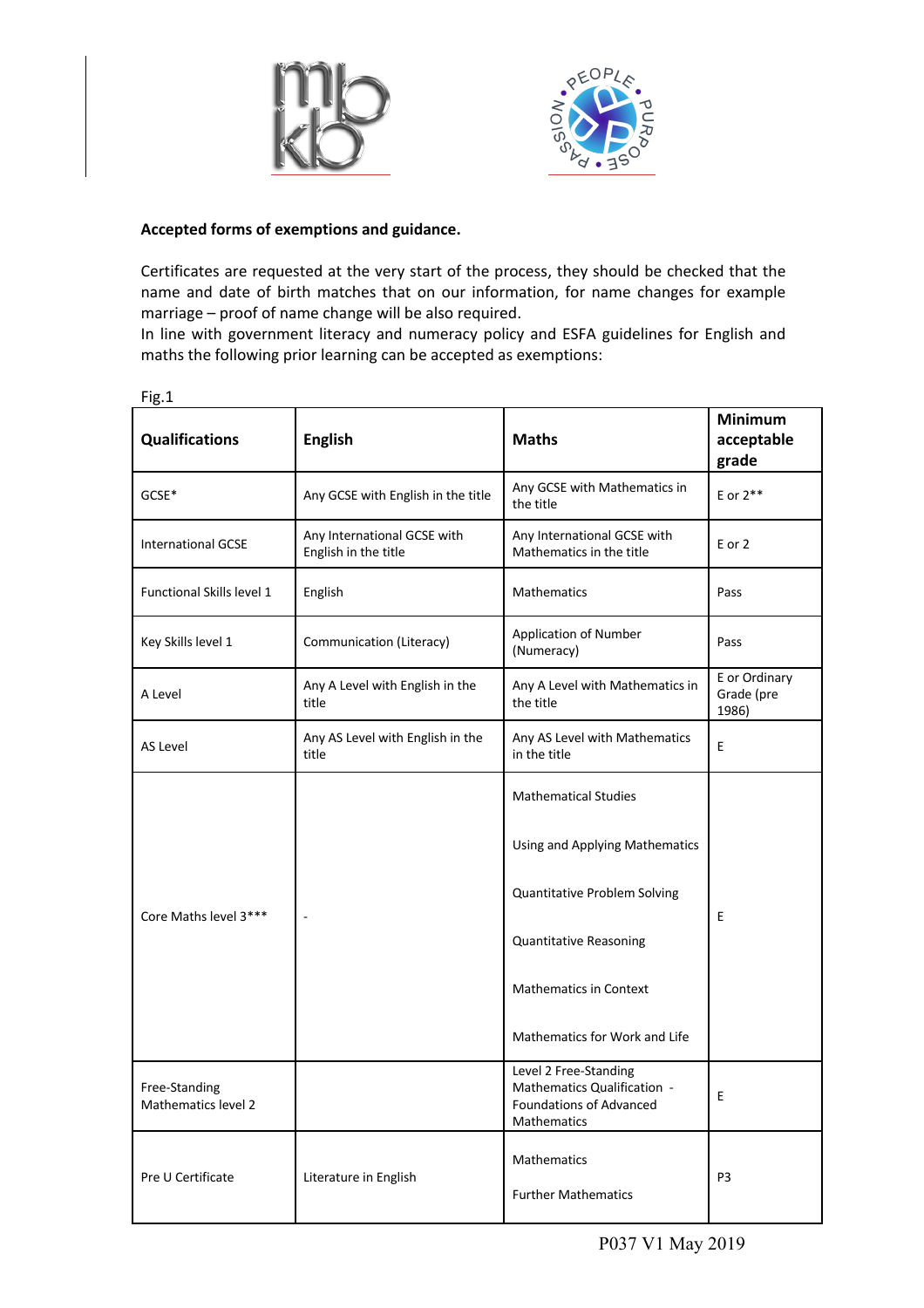**Accepted forms of exemptions and guidance.**

Certificates are requested at the very start of the process, they should be checked that the name and date of birth matches that on our information, for name changes for example marriage – proof of name change will be also required.
In line with government literacy and numeracy policy and ESFA guidelines for English and maths the following prior learning can be accepted as exemptions:

Fig.1

| Qualifications | English | Maths | Minimum acceptable grade |
|---|---|---|---|
| GCSE* | Any GCSE with English in the title | Any GCSE with Mathematics in the title | E or 2** |
| International GCSE | Any International GCSE with English in the title | Any International GCSE with Mathematics in the title | E or 2 |
| Functional Skills level 1 | English | Mathematics | Pass |
| Key Skills level 1 | Communication (Literacy) | Application of Number (Numeracy) | Pass |
| A Level | Any A Level with English in the title | Any A Level with Mathematics in the title | E or Ordinary Grade (pre 1986) |
| AS Level | Any AS Level with English in the title | Any AS Level with Mathematics in the title | E |
| Core Maths level 3*** | - | Mathematical Studies<br><br>Using and Applying Mathematics<br><br>Quantitative Problem Solving<br><br>Quantitative Reasoning<br><br>Mathematics in Context<br><br>Mathematics for Work and Life | E |
| Free-Standing Mathematics level 2 | | Level 2 Free-Standing Mathematics Qualification - Foundations of Advanced Mathematics | E |
| Pre U Certificate | Literature in English | Mathematics<br><br>Further Mathematics | P3 |

P037 V1 May 2019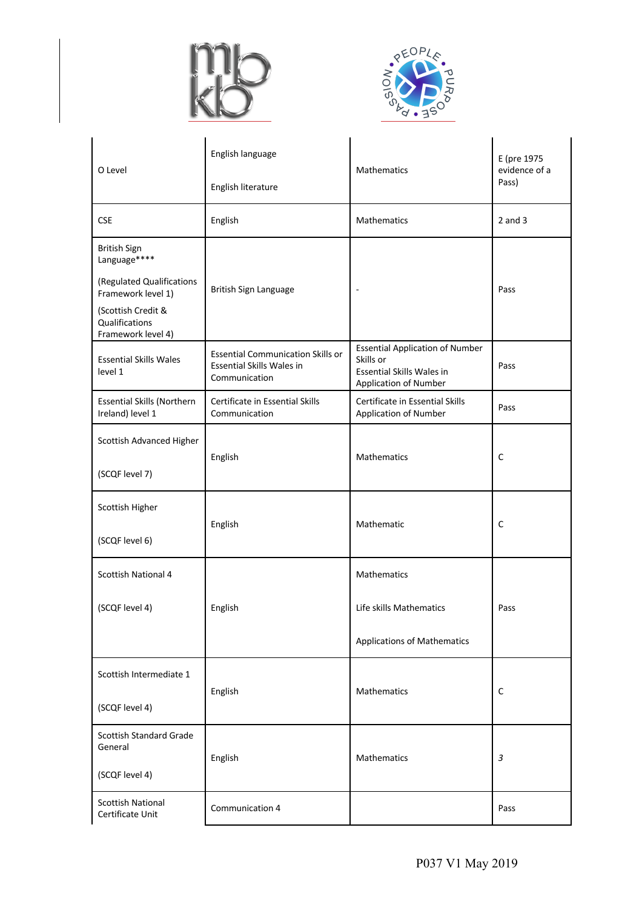| O Level | English language<br><br>English literature | Mathematics | E (pre 1975 evidence of a Pass) |
|---|---|---|---|
| CSE | English | Mathematics | 2 and 3 |
| British Sign Language****<br><br>(Regulated Qualifications Framework level 1)<br><br>(Scottish Credit & Qualifications Framework level 4) | British Sign Language | - | Pass |
| Essential Skills Wales level 1 | Essential Communication Skills or Essential Skills Wales in Communication | Essential Application of Number Skills or Essential Skills Wales in Application of Number | Pass |
| Essential Skills (Northern Ireland) level 1 | Certificate in Essential Skills Communication | Certificate in Essential Skills Application of Number | Pass |
| Scottish Advanced Higher<br><br>(SCQF level 7) | English | Mathematics | C |
| Scottish Higher<br><br>(SCQF level 6) | English | Mathematic | C |
| Scottish National 4<br><br>(SCQF level 4) | English | Mathematics<br><br>Life skills Mathematics<br><br>Applications of Mathematics | Pass |
| Scottish Intermediate 1<br><br>(SCQF level 4) | English | Mathematics | C |
| Scottish Standard Grade General<br><br>(SCQF level 4) | English | Mathematics | *3* |
| Scottish National Certificate Unit | Communication 4 | | Pass |

P037 V1 May 2019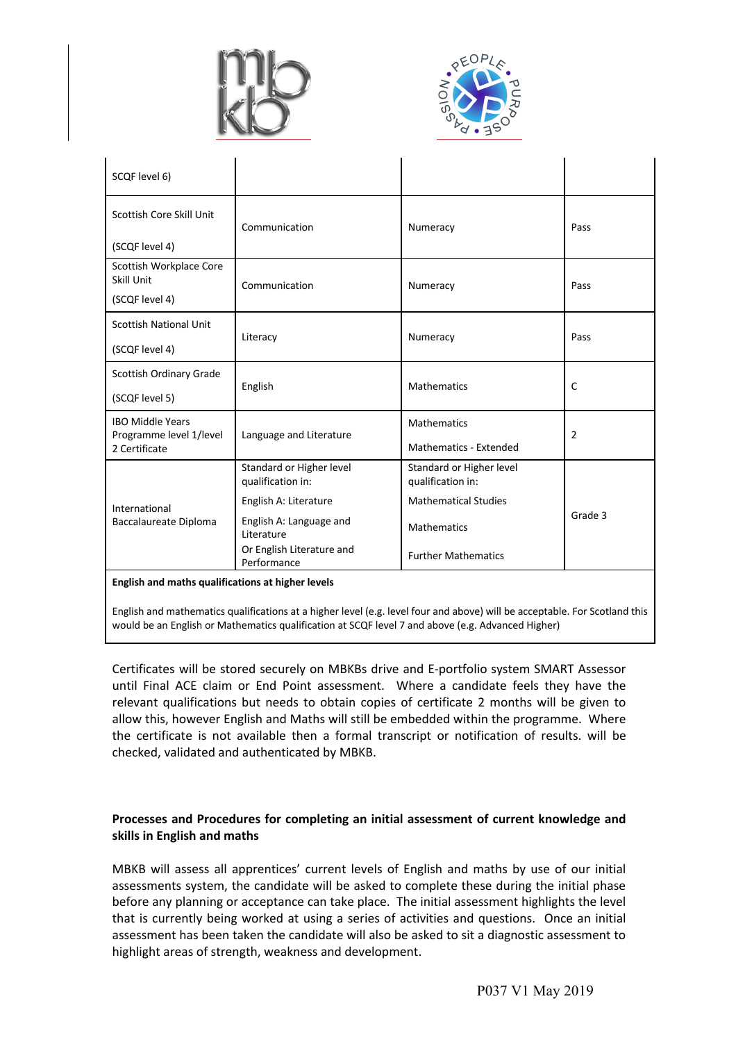| | | | |
|---|---|---|---|
| SCQF level 6) | | | |
| Scottish Core Skill Unit<br><br>(SCQF level 4) | Communication | Numeracy | Pass |
| Scottish Workplace Core Skill Unit<br><br>(SCQF level 4) | Communication | Numeracy | Pass |
| Scottish National Unit<br><br>(SCQF level 4) | Literacy | Numeracy | Pass |
| Scottish Ordinary Grade<br><br>(SCQF level 5) | English | Mathematics | C |
| IBO Middle Years Programme level 1/level 2 Certificate | Language and Literature | Mathematics<br><br>Mathematics - Extended | 2 |
| International Baccalaureate Diploma | Standard or Higher level qualification in:<br><br>English A: Literature<br><br>English A: Language and Literature<br><br>Or English Literature and Performance | Standard or Higher level qualification in:<br><br>Mathematical Studies<br><br>Mathematics<br><br>Further Mathematics | Grade 3 |

**English and maths qualifications at higher levels**

English and mathematics qualifications at a higher level (e.g. level four and above) will be acceptable. For Scotland this would be an English or Mathematics qualification at SCQF level 7 and above (e.g. Advanced Higher)

Certificates will be stored securely on MBKBs drive and E-portfolio system SMART Assessor until Final ACE claim or End Point assessment. Where a candidate feels they have the relevant qualifications but needs to obtain copies of certificate 2 months will be given to allow this, however English and Maths will still be embedded within the programme. Where the certificate is not available then a formal transcript or notification of results. will be checked, validated and authenticated by MBKB.

**Processes and Procedures for completing an initial assessment of current knowledge and skills in English and maths**

MBKB will assess all apprentices' current levels of English and maths by use of our initial assessments system, the candidate will be asked to complete these during the initial phase before any planning or acceptance can take place. The initial assessment highlights the level that is currently being worked at using a series of activities and questions. Once an initial assessment has been taken the candidate will also be asked to sit a diagnostic assessment to highlight areas of strength, weakness and development.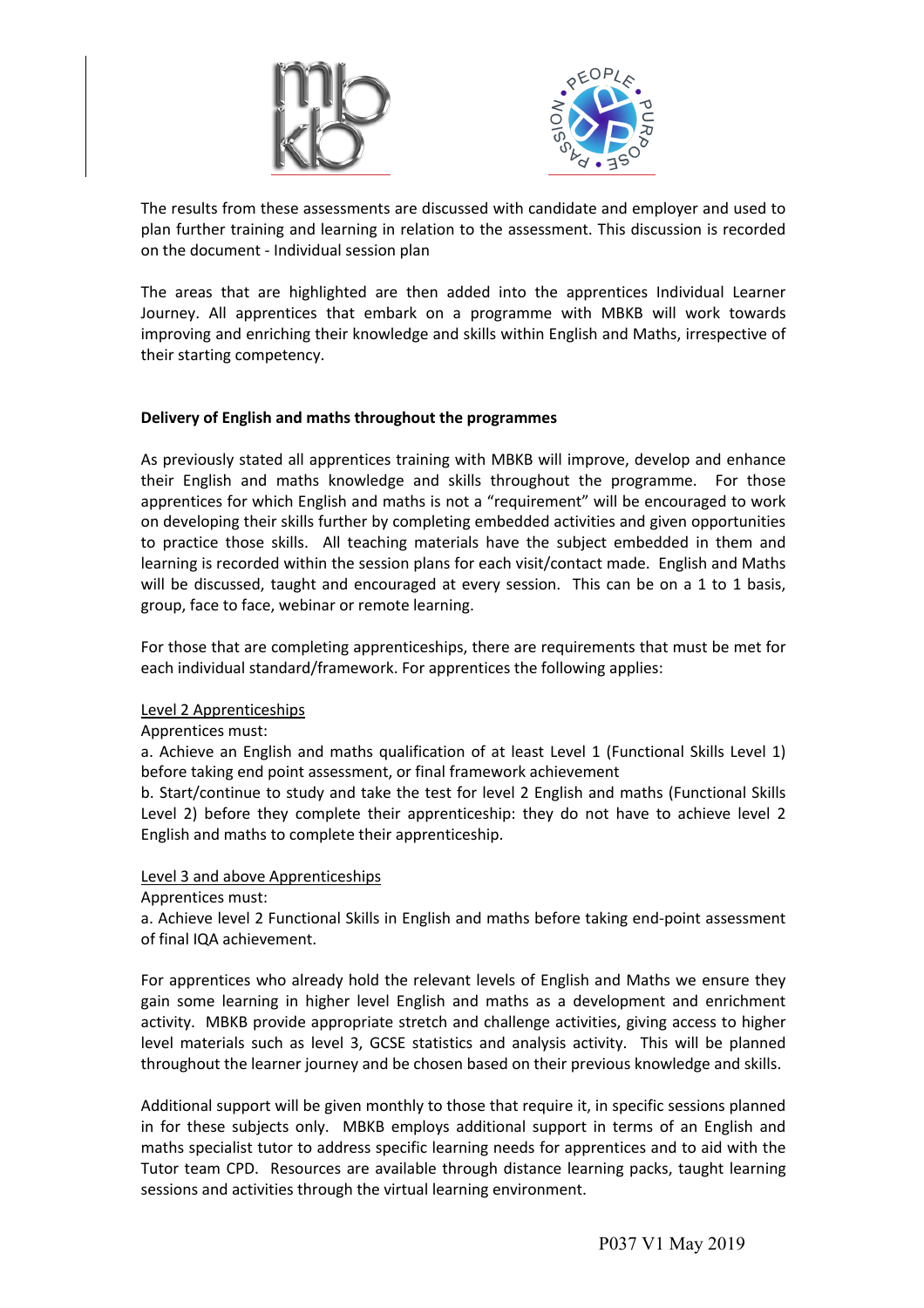The results from these assessments are discussed with candidate and employer and used to plan further training and learning in relation to the assessment. This discussion is recorded on the document - Individual session plan

The areas that are highlighted are then added into the apprentices Individual Learner Journey. All apprentices that embark on a programme with MBKB will work towards improving and enriching their knowledge and skills within English and Maths, irrespective of their starting competency.

**Delivery of English and maths throughout the programmes**

As previously stated all apprentices training with MBKB will improve, develop and enhance their English and maths knowledge and skills throughout the programme. For those apprentices for which English and maths is not a "requirement" will be encouraged to work on developing their skills further by completing embedded activities and given opportunities to practice those skills. All teaching materials have the subject embedded in them and learning is recorded within the session plans for each visit/contact made. English and Maths will be discussed, taught and encouraged at every session. This can be on a 1 to 1 basis, group, face to face, webinar or remote learning.

For those that are completing apprenticeships, there are requirements that must be met for each individual standard/framework. For apprentices the following applies:

<u>Level 2 Apprenticeships</u>

Apprentices must:

a. Achieve an English and maths qualification of at least Level 1 (Functional Skills Level 1) before taking end point assessment, or final framework achievement

b. Start/continue to study and take the test for level 2 English and maths (Functional Skills Level 2) before they complete their apprenticeship: they do not have to achieve level 2 English and maths to complete their apprenticeship.

<u>Level 3 and above Apprenticeships</u>

Apprentices must:

a. Achieve level 2 Functional Skills in English and maths before taking end-point assessment of final IQA achievement.

For apprentices who already hold the relevant levels of English and Maths we ensure they gain some learning in higher level English and maths as a development and enrichment activity. MBKB provide appropriate stretch and challenge activities, giving access to higher level materials such as level 3, GCSE statistics and analysis activity. This will be planned throughout the learner journey and be chosen based on their previous knowledge and skills.

Additional support will be given monthly to those that require it, in specific sessions planned in for these subjects only. MBKB employs additional support in terms of an English and maths specialist tutor to address specific learning needs for apprentices and to aid with the Tutor team CPD. Resources are available through distance learning packs, taught learning sessions and activities through the virtual learning environment.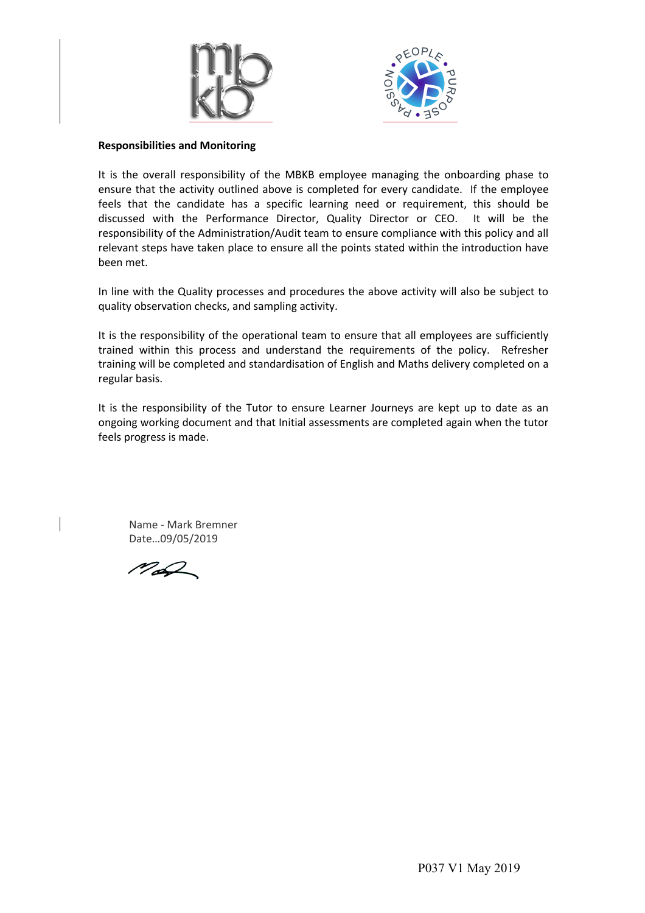**Responsibilities and Monitoring**

It is the overall responsibility of the MBKB employee managing the onboarding phase to ensure that the activity outlined above is completed for every candidate. If the employee feels that the candidate has a specific learning need or requirement, this should be discussed with the Performance Director, Quality Director or CEO. It will be the responsibility of the Administration/Audit team to ensure compliance with this policy and all relevant steps have taken place to ensure all the points stated within the introduction have been met.

In line with the Quality processes and procedures the above activity will also be subject to quality observation checks, and sampling activity.

It is the responsibility of the operational team to ensure that all employees are sufficiently trained within this process and understand the requirements of the policy. Refresher training will be completed and standardisation of English and Maths delivery completed on a regular basis.

It is the responsibility of the Tutor to ensure Learner Journeys are kept up to date as an ongoing working document and that Initial assessments are completed again when the tutor feels progress is made.

Name - Mark Bremner
Date…09/05/2019

P037 V1 May 2019